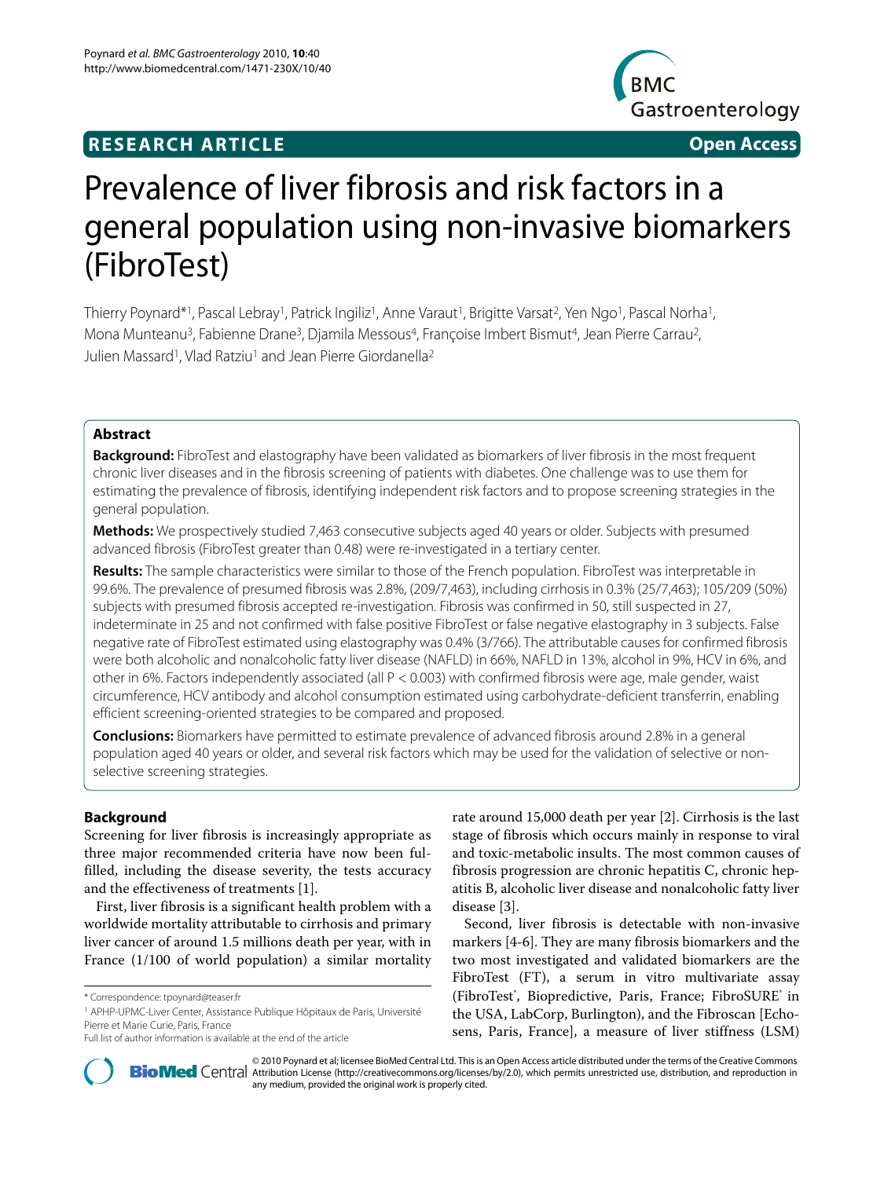**RESEARCH ARTICLE** **Open Access**

# Prevalence of liver fibrosis and risk factors in a general population using non-invasive biomarkers (FibroTest)

Thierry Poynard*[1], Pascal Lebray[1], Patrick Ingiliz[1], Anne Varaut[1], Brigitte Varsat[2], Yen Ngo[1], Pascal Norha[1], Mona Munteanu[3], Fabienne Drane[3], Djamila Messous[4], Françoise Imbert Bismut[4], Jean Pierre Carrau[2], Julien Massard[1], Vlad Ratziu[1] and Jean Pierre Giordanella[2]

## Abstract

**Background:** FibroTest and elastography have been validated as biomarkers of liver fibrosis in the most frequent chronic liver diseases and in the fibrosis screening of patients with diabetes. One challenge was to use them for estimating the prevalence of fibrosis, identifying independent risk factors and to propose screening strategies in the general population.

**Methods:** We prospectively studied 7,463 consecutive subjects aged 40 years or older. Subjects with presumed advanced fibrosis (FibroTest greater than 0.48) were re-investigated in a tertiary center.

**Results:** The sample characteristics were similar to those of the French population. FibroTest was interpretable in 99.6%. The prevalence of presumed fibrosis was 2.8%, (209/7,463), including cirrhosis in 0.3% (25/7,463); 105/209 (50%) subjects with presumed fibrosis accepted re-investigation. Fibrosis was confirmed in 50, still suspected in 27, indeterminate in 25 and not confirmed with false positive FibroTest or false negative elastography in 3 subjects. False negative rate of FibroTest estimated using elastography was 0.4% (3/766). The attributable causes for confirmed fibrosis were both alcoholic and nonalcoholic fatty liver disease (NAFLD) in 66%, NAFLD in 13%, alcohol in 9%, HCV in 6%, and other in 6%. Factors independently associated (all P < 0.003) with confirmed fibrosis were age, male gender, waist circumference, HCV antibody and alcohol consumption estimated using carbohydrate-deficient transferrin, enabling efficient screening-oriented strategies to be compared and proposed.

**Conclusions:** Biomarkers have permitted to estimate prevalence of advanced fibrosis around 2.8% in a general population aged 40 years or older, and several risk factors which may be used for the validation of selective or non-selective screening strategies.

## Background

Screening for liver fibrosis is increasingly appropriate as three major recommended criteria have now been fulfilled, including the disease severity, the tests accuracy and the effectiveness of treatments [1].

First, liver fibrosis is a significant health problem with a worldwide mortality attributable to cirrhosis and primary liver cancer of around 1.5 millions death per year, with in France (1/100 of world population) a similar mortality rate around 15,000 death per year [2]. Cirrhosis is the last stage of fibrosis which occurs mainly in response to viral and toxic-metabolic insults. The most common causes of fibrosis progression are chronic hepatitis C, chronic hepatitis B, alcoholic liver disease and nonalcoholic fatty liver disease [3].

Second, liver fibrosis is detectable with non-invasive markers [4-6]. They are many fibrosis biomarkers and the two most investigated and validated biomarkers are the FibroTest (FT), a serum in vitro multivariate assay (FibroTest®, Biopredictive, Paris, France; FibroSURE® in the USA, LabCorp, Burlington), and the Fibroscan [Echosens, Paris, France], a measure of liver stiffness (LSM)

* Correspondence: tpoynard@teaser.fr

[1] APHP-UPMC-Liver Center, Assistance Publique Hôpitaux de Paris, Université Pierre et Marie Curie, Paris, France

Full list of author information is available at the end of the article

© 2010 Poynard et al; licensee BioMed Central Ltd. This is an Open Access article distributed under the terms of the Creative Commons Attribution License (http://creativecommons.org/licenses/by/2.0), which permits unrestricted use, distribution, and reproduction in any medium, provided the original work is properly cited.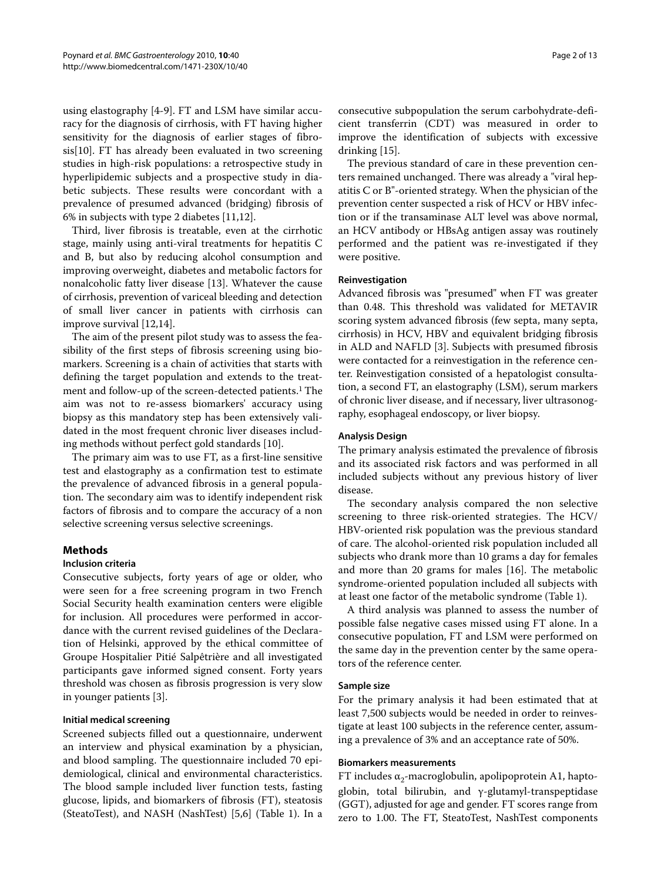using elastography [4-9]. FT and LSM have similar accuracy for the diagnosis of cirrhosis, with FT having higher sensitivity for the diagnosis of earlier stages of fibrosis[10]. FT has already been evaluated in two screening studies in high-risk populations: a retrospective study in hyperlipidemic subjects and a prospective study in diabetic subjects. These results were concordant with a prevalence of presumed advanced (bridging) fibrosis of 6% in subjects with type 2 diabetes [11,12].

Third, liver fibrosis is treatable, even at the cirrhotic stage, mainly using anti-viral treatments for hepatitis C and B, but also by reducing alcohol consumption and improving overweight, diabetes and metabolic factors for nonalcoholic fatty liver disease [13]. Whatever the cause of cirrhosis, prevention of variceal bleeding and detection of small liver cancer in patients with cirrhosis can improve survival [12,14].

The aim of the present pilot study was to assess the feasibility of the first steps of fibrosis screening using biomarkers. Screening is a chain of activities that starts with defining the target population and extends to the treatment and follow-up of the screen-detected patients.[1] The aim was not to re-assess biomarkers' accuracy using biopsy as this mandatory step has been extensively validated in the most frequent chronic liver diseases including methods without perfect gold standards [10].

The primary aim was to use FT, as a first-line sensitive test and elastography as a confirmation test to estimate the prevalence of advanced fibrosis in a general population. The secondary aim was to identify independent risk factors of fibrosis and to compare the accuracy of a non selective screening versus selective screenings.

## Methods

### Inclusion criteria

Consecutive subjects, forty years of age or older, who were seen for a free screening program in two French Social Security health examination centers were eligible for inclusion. All procedures were performed in accordance with the current revised guidelines of the Declaration of Helsinki, approved by the ethical committee of Groupe Hospitalier Pitié Salpêtrière and all investigated participants gave informed signed consent. Forty years threshold was chosen as fibrosis progression is very slow in younger patients [3].

### Initial medical screening

Screened subjects filled out a questionnaire, underwent an interview and physical examination by a physician, and blood sampling. The questionnaire included 70 epidemiological, clinical and environmental characteristics. The blood sample included liver function tests, fasting glucose, lipids, and biomarkers of fibrosis (FT), steatosis (SteatoTest), and NASH (NashTest) [5,6] (Table 1). In a consecutive subpopulation the serum carbohydrate-deficient transferrin (CDT) was measured in order to improve the identification of subjects with excessive drinking [15].

The previous standard of care in these prevention centers remained unchanged. There was already a "viral hepatitis C or B"-oriented strategy. When the physician of the prevention center suspected a risk of HCV or HBV infection or if the transaminase ALT level was above normal, an HCV antibody or HBsAg antigen assay was routinely performed and the patient was re-investigated if they were positive.

### Reinvestigation

Advanced fibrosis was "presumed" when FT was greater than 0.48. This threshold was validated for METAVIR scoring system advanced fibrosis (few septa, many septa, cirrhosis) in HCV, HBV and equivalent bridging fibrosis in ALD and NAFLD [3]. Subjects with presumed fibrosis were contacted for a reinvestigation in the reference center. Reinvestigation consisted of a hepatologist consultation, a second FT, an elastography (LSM), serum markers of chronic liver disease, and if necessary, liver ultrasonography, esophageal endoscopy, or liver biopsy.

### Analysis Design

The primary analysis estimated the prevalence of fibrosis and its associated risk factors and was performed in all included subjects without any previous history of liver disease.

The secondary analysis compared the non selective screening to three risk-oriented strategies. The HCV/HBV-oriented risk population was the previous standard of care. The alcohol-oriented risk population included all subjects who drank more than 10 grams a day for females and more than 20 grams for males [16]. The metabolic syndrome-oriented population included all subjects with at least one factor of the metabolic syndrome (Table 1).

A third analysis was planned to assess the number of possible false negative cases missed using FT alone. In a consecutive population, FT and LSM were performed on the same day in the prevention center by the same operators of the reference center.

### Sample size

For the primary analysis it had been estimated that at least 7,500 subjects would be needed in order to reinvestigate at least 100 subjects in the reference center, assuming a prevalence of 3% and an acceptance rate of 50%.

### Biomarkers measurements

FT includes $\alpha_2$-macroglobulin, apolipoprotein A1, haptoglobin, total bilirubin, and $\gamma$-glutamyl-transpeptidase (GGT), adjusted for age and gender. FT scores range from zero to 1.00. The FT, SteatoTest, NashTest components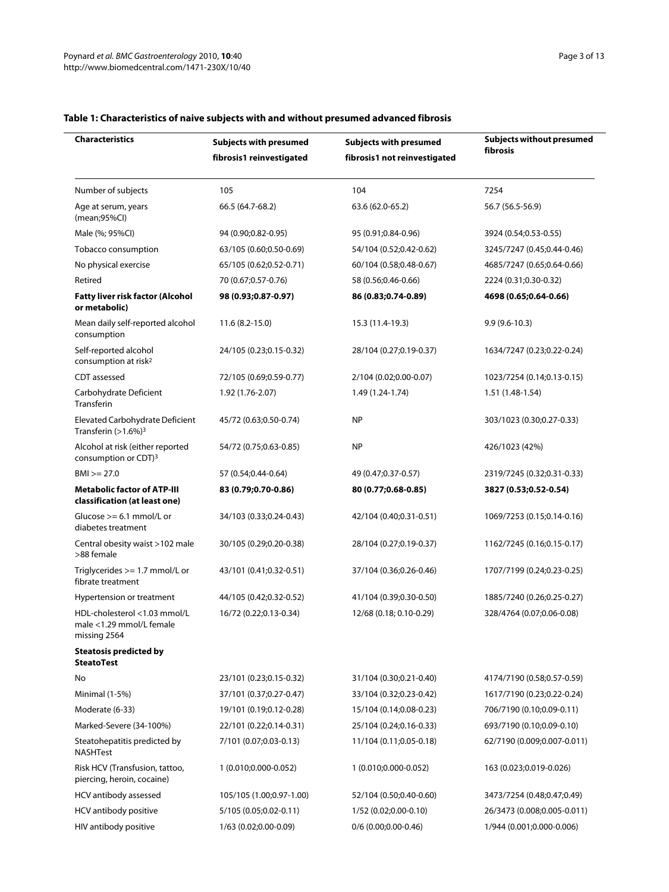**Table 1: Characteristics of naive subjects with and without presumed advanced fibrosis**

| Characteristics | Subjects with presumed fibrosis1 reinvestigated | Subjects with presumed fibrosis1 not reinvestigated | Subjects without presumed fibrosis |
|---|---|---|---|
| Number of subjects | 105 | 104 | 7254 |
| Age at serum, years (mean;95%CI) | 66.5 (64.7-68.2) | 63.6 (62.0-65.2) | 56.7 (56.5-56.9) |
| Male (%; 95%CI) | 94 (0.90;0.82-0.95) | 95 (0.91;0.84-0.96) | 3924 (0.54;0.53-0.55) |
| Tobacco consumption | 63/105 (0.60;0.50-0.69) | 54/104 (0.52;0.42-0.62) | 3245/7247 (0.45;0.44-0.46) |
| No physical exercise | 65/105 (0.62;0.52-0.71) | 60/104 (0.58;0.48-0.67) | 4685/7247 (0.65;0.64-0.66) |
| Retired | 70 (0.67;0.57-0.76) | 58 (0.56;0.46-0.66) | 2224 (0.31;0.30-0.32) |
| **Fatty liver risk factor (Alcohol or metabolic)** | **98 (0.93;0.87-0.97)** | **86 (0.83;0.74-0.89)** | **4698 (0.65;0.64-0.66)** |
| Mean daily self-reported alcohol consumption | 11.6 (8.2-15.0) | 15.3 (11.4-19.3) | 9.9 (9.6-10.3) |
| Self-reported alcohol consumption at risk[2] | 24/105 (0.23;0.15-0.32) | 28/104 (0.27;0.19-0.37) | 1634/7247 (0.23;0.22-0.24) |
| CDT assessed | 72/105 (0.69;0.59-0.77) | 2/104 (0.02;0.00-0.07) | 1023/7254 (0.14;0.13-0.15) |
| Carbohydrate Deficient Transferin | 1.92 (1.76-2.07) | 1.49 (1.24-1.74) | 1.51 (1.48-1.54) |
| Elevated Carbohydrate Deficient Transferin (>1.6%)[3] | 45/72 (0.63;0.50-0.74) | NP | 303/1023 (0.30;0.27-0.33) |
| Alcohol at risk (either reported consumption or CDT)[3] | 54/72 (0.75;0.63-0.85) | NP | 426/1023 (42%) |
| BMI >= 27.0 | 57 (0.54;0.44-0.64) | 49 (0.47;0.37-0.57) | 2319/7245 (0.32;0.31-0.33) |
| **Metabolic factor of ATP-III classification (at least one)** | **83 (0.79;0.70-0.86)** | **80 (0.77;0.68-0.85)** | **3827 (0.53;0.52-0.54)** |
| Glucose >= 6.1 mmol/L or diabetes treatment | 34/103 (0.33;0.24-0.43) | 42/104 (0.40;0.31-0.51) | 1069/7253 (0.15;0.14-0.16) |
| Central obesity waist >102 male >88 female | 30/105 (0.29;0.20-0.38) | 28/104 (0.27;0.19-0.37) | 1162/7245 (0.16;0.15-0.17) |
| Triglycerides >= 1.7 mmol/L or fibrate treatment | 43/101 (0.41;0.32-0.51) | 37/104 (0.36;0.26-0.46) | 1707/7199 (0.24;0.23-0.25) |
| Hypertension or treatment | 44/105 (0.42;0.32-0.52) | 41/104 (0.39;0.30-0.50) | 1885/7240 (0.26;0.25-0.27) |
| HDL-cholesterol <1.03 mmol/L male <1.29 mmol/L female missing 2564 | 16/72 (0.22;0.13-0.34) | 12/68 (0.18; 0.10-0.29) | 328/4764 (0.07;0.06-0.08) |
| **Steatosis predicted by SteatoTest** | | | |
| No | 23/101 (0.23;0.15-0.32) | 31/104 (0.30;0.21-0.40) | 4174/7190 (0.58;0.57-0.59) |
| Minimal (1-5%) | 37/101 (0.37;0.27-0.47) | 33/104 (0.32;0.23-0.42) | 1617/7190 (0.23;0.22-0.24) |
| Moderate (6-33) | 19/101 (0.19;0.12-0.28) | 15/104 (0.14;0.08-0.23) | 706/7190 (0.10;0.09-0.11) |
| Marked-Severe (34-100%) | 22/101 (0.22;0.14-0.31) | 25/104 (0.24;0.16-0.33) | 693/7190 (0.10;0.09-0.10) |
| Steatohepatitis predicted by NASHTest | 7/101 (0.07;0.03-0.13) | 11/104 (0.11;0.05-0.18) | 62/7190 (0.009;0.007-0.011) |
| Risk HCV (Transfusion, tattoo, piercing, heroin, cocaine) | 1 (0.010;0.000-0.052) | 1 (0.010;0.000-0.052) | 163 (0.023;0.019-0.026) |
| HCV antibody assessed | 105/105 (1.00;0.97-1.00) | 52/104 (0.50;0.40-0.60) | 3473/7254 (0.48;0.47;0.49) |
| HCV antibody positive | 5/105 (0.05;0.02-0.11) | 1/52 (0.02;0.00-0.10) | 26/3473 (0.008;0.005-0.011) |
| HIV antibody positive | 1/63 (0.02;0.00-0.09) | 0/6 (0.00;0.00-0.46) | 1/944 (0.001;0.000-0.006) |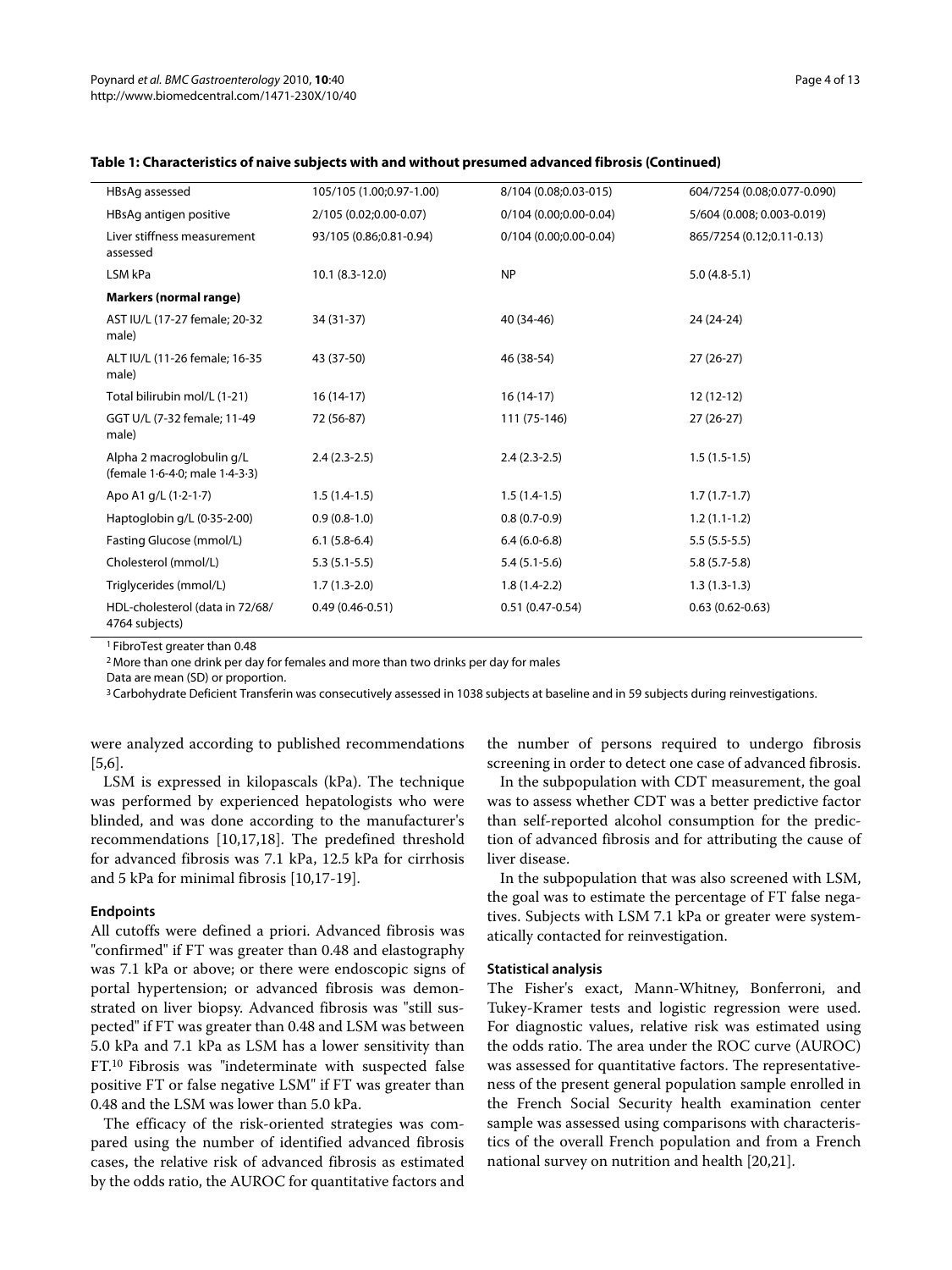**Table 1: Characteristics of naive subjects with and without presumed advanced fibrosis (Continued)**

| | | | |
|---|---|---|---|
| HBsAg assessed | 105/105 (1.00;0.97-1.00) | 8/104 (0.08;0.03-015) | 604/7254 (0.08;0.077-0.090) |
| HBsAg antigen positive | 2/105 (0.02;0.00-0.07) | 0/104 (0.00;0.00-0.04) | 5/604 (0.008; 0.003-0.019) |
| Liver stiffness measurement assessed | 93/105 (0.86;0.81-0.94) | 0/104 (0.00;0.00-0.04) | 865/7254 (0.12;0.11-0.13) |
| LSM kPa | 10.1 (8.3-12.0) | NP | 5.0 (4.8-5.1) |
| **Markers (normal range)** | | | |
| AST IU/L (17-27 female; 20-32 male) | 34 (31-37) | 40 (34-46) | 24 (24-24) |
| ALT IU/L (11-26 female; 16-35 male) | 43 (37-50) | 46 (38-54) | 27 (26-27) |
| Total bilirubin mol/L (1-21) | 16 (14-17) | 16 (14-17) | 12 (12-12) |
| GGT U/L (7-32 female; 11-49 male) | 72 (56-87) | 111 (75-146) | 27 (26-27) |
| Alpha 2 macroglobulin g/L (female 1·6-4·0; male 1·4-3·3) | 2.4 (2.3-2.5) | 2.4 (2.3-2.5) | 1.5 (1.5-1.5) |
| Apo A1 g/L (1·2-1·7) | 1.5 (1.4-1.5) | 1.5 (1.4-1.5) | 1.7 (1.7-1.7) |
| Haptoglobin g/L (0·35-2·00) | 0.9 (0.8-1.0) | 0.8 (0.7-0.9) | 1.2 (1.1-1.2) |
| Fasting Glucose (mmol/L) | 6.1 (5.8-6.4) | 6.4 (6.0-6.8) | 5.5 (5.5-5.5) |
| Cholesterol (mmol/L) | 5.3 (5.1-5.5) | 5.4 (5.1-5.6) | 5.8 (5.7-5.8) |
| Triglycerides (mmol/L) | 1.7 (1.3-2.0) | 1.8 (1.4-2.2) | 1.3 (1.3-1.3) |
| HDL-cholesterol (data in 72/68/4764 subjects) | 0.49 (0.46-0.51) | 0.51 (0.47-0.54) | 0.63 (0.62-0.63) |

[1] FibroTest greater than 0.48

[2] More than one drink per day for females and more than two drinks per day for males

Data are mean (SD) or proportion.

[3] Carbohydrate Deficient Transferin was consecutively assessed in 1038 subjects at baseline and in 59 subjects during reinvestigations.

were analyzed according to published recommendations [5,6].

LSM is expressed in kilopascals (kPa). The technique was performed by experienced hepatologists who were blinded, and was done according to the manufacturer's recommendations [10,17,18]. The predefined threshold for advanced fibrosis was 7.1 kPa, 12.5 kPa for cirrhosis and 5 kPa for minimal fibrosis [10,17-19].

### Endpoints

All cutoffs were defined a priori. Advanced fibrosis was "confirmed" if FT was greater than 0.48 and elastography was 7.1 kPa or above; or there were endoscopic signs of portal hypertension; or advanced fibrosis was demonstrated on liver biopsy. Advanced fibrosis was "still suspected" if FT was greater than 0.48 and LSM was between 5.0 kPa and 7.1 kPa as LSM has a lower sensitivity than FT.[10] Fibrosis was "indeterminate with suspected false positive FT or false negative LSM" if FT was greater than 0.48 and the LSM was lower than 5.0 kPa.

The efficacy of the risk-oriented strategies was compared using the number of identified advanced fibrosis cases, the relative risk of advanced fibrosis as estimated by the odds ratio, the AUROC for quantitative factors and the number of persons required to undergo fibrosis screening in order to detect one case of advanced fibrosis.

In the subpopulation with CDT measurement, the goal was to assess whether CDT was a better predictive factor than self-reported alcohol consumption for the prediction of advanced fibrosis and for attributing the cause of liver disease.

In the subpopulation that was also screened with LSM, the goal was to estimate the percentage of FT false negatives. Subjects with LSM 7.1 kPa or greater were systematically contacted for reinvestigation.

### Statistical analysis

The Fisher's exact, Mann-Whitney, Bonferroni, and Tukey-Kramer tests and logistic regression were used. For diagnostic values, relative risk was estimated using the odds ratio. The area under the ROC curve (AUROC) was assessed for quantitative factors. The representativeness of the present general population sample enrolled in the French Social Security health examination center sample was assessed using comparisons with characteristics of the overall French population and from a French national survey on nutrition and health [20,21].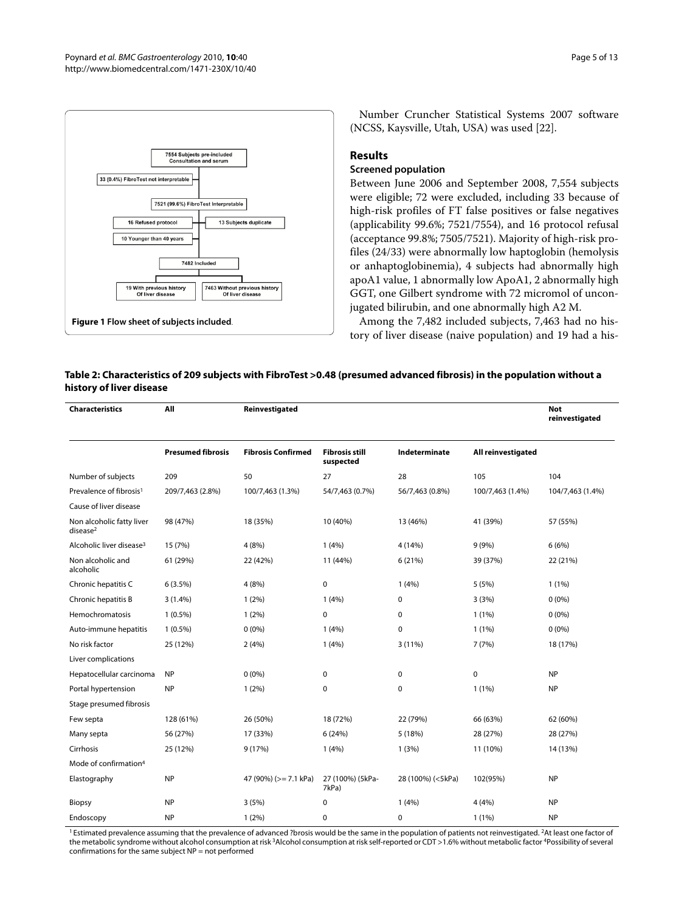Figure 1 Flow sheet of subjects included.

Number Cruncher Statistical Systems 2007 software (NCSS, Kaysville, Utah, USA) was used [22].

## Results

### Screened population

Between June 2006 and September 2008, 7,554 subjects were eligible; 72 were excluded, including 33 because of high-risk profiles of FT false positives or false negatives (applicability 99.6%; 7521/7554), and 16 protocol refusal (acceptance 99.8%; 7505/7521). Majority of high-risk profiles (24/33) were abnormally low haptoglobin (hemolysis or anhaptoglobinemia), 4 subjects had abnormally high apoA1 value, 1 abnormally low ApoA1, 2 abnormally high GGT, one Gilbert syndrome with 72 micromol of unconjugated bilirubin, and one abnormally high A2 M.

Among the 7,482 included subjects, 7,463 had no history of liver disease (naive population) and 19 had a his-

**Table 2: Characteristics of 209 subjects with FibroTest >0.48 (presumed advanced fibrosis) in the population without a history of liver disease**

| Characteristics | All | Reinvestigated | | | | Not reinvestigated |
|---|---|---|---|---|---|---|
| | Presumed fibrosis | Fibrosis Confirmed | Fibrosis still suspected | Indeterminate | All reinvestigated | |
| Number of subjects | 209 | 50 | 27 | 28 | 105 | 104 |
| Prevalence of fibrosis[1] | 209/7,463 (2.8%) | 100/7,463 (1.3%) | 54/7,463 (0.7%) | 56/7,463 (0.8%) | 100/7,463 (1.4%) | 104/7,463 (1.4%) |
| Cause of liver disease | | | | | | |
| Non alcoholic fatty liver disease[2] | 98 (47%) | 18 (35%) | 10 (40%) | 13 (46%) | 41 (39%) | 57 (55%) |
| Alcoholic liver disease[3] | 15 (7%) | 4 (8%) | 1 (4%) | 4 (14%) | 9 (9%) | 6 (6%) |
| Non alcoholic and alcoholic | 61 (29%) | 22 (42%) | 11 (44%) | 6 (21%) | 39 (37%) | 22 (21%) |
| Chronic hepatitis C | 6 (3.5%) | 4 (8%) | 0 | 1 (4%) | 5 (5%) | 1 (1%) |
| Chronic hepatitis B | 3 (1.4%) | 1 (2%) | 1 (4%) | 0 | 3 (3%) | 0 (0%) |
| Hemochromatosis | 1 (0.5%) | 1 (2%) | 0 | 0 | 1 (1%) | 0 (0%) |
| Auto-immune hepatitis | 1 (0.5%) | 0 (0%) | 1 (4%) | 0 | 1 (1%) | 0 (0%) |
| No risk factor | 25 (12%) | 2 (4%) | 1 (4%) | 3 (11%) | 7 (7%) | 18 (17%) |
| Liver complications | | | | | | |
| Hepatocellular carcinoma | NP | 0 (0%) | 0 | 0 | 0 | NP |
| Portal hypertension | NP | 1 (2%) | 0 | 0 | 1 (1%) | NP |
| Stage presumed fibrosis | | | | | | |
| Few septa | 128 (61%) | 26 (50%) | 18 (72%) | 22 (79%) | 66 (63%) | 62 (60%) |
| Many septa | 56 (27%) | 17 (33%) | 6 (24%) | 5 (18%) | 28 (27%) | 28 (27%) |
| Cirrhosis | 25 (12%) | 9 (17%) | 1 (4%) | 1 (3%) | 11 (10%) | 14 (13%) |
| Mode of confirmation[4] | | | | | | |
| Elastography | NP | 47 (90%) (>= 7.1 kPa) | 27 (100%) (5kPa-7kPa) | 28 (100%) (<5kPa) | 102(95%) | NP |
| Biopsy | NP | 3 (5%) | 0 | 1 (4%) | 4 (4%) | NP |
| Endoscopy | NP | 1 (2%) | 0 | 0 | 1 (1%) | NP |

[1] Estimated prevalence assuming that the prevalence of advanced ?brosis would be the same in the population of patients not reinvestigated. [2]At least one factor of the metabolic syndrome without alcohol consumption at risk [3]Alcohol consumption at risk self-reported or CDT >1.6% without metabolic factor [4]Possibility of several confirmations for the same subject NP = not performed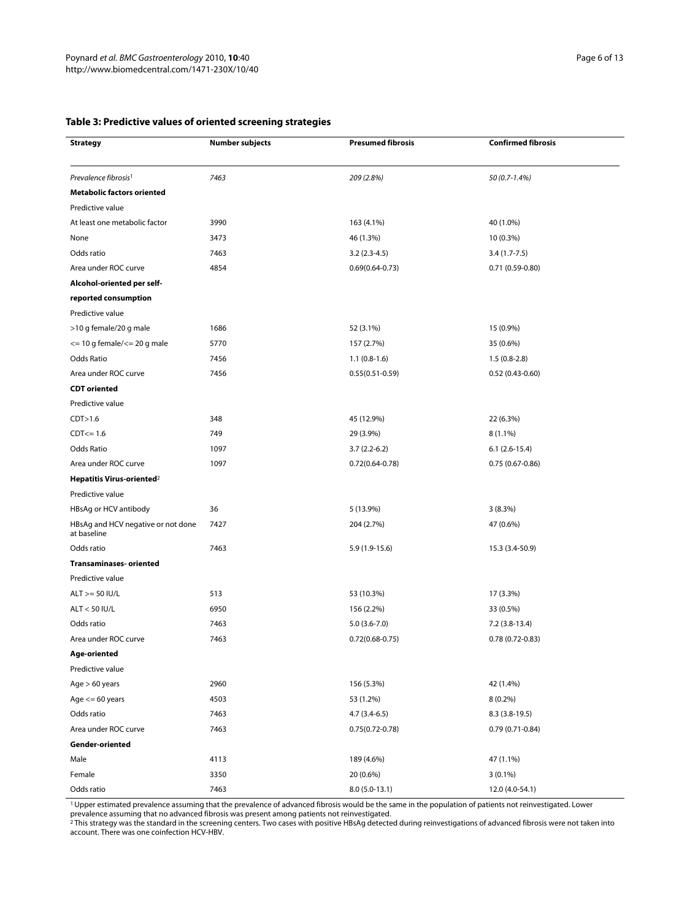**Table 3: Predictive values of oriented screening strategies**

| Strategy | Number subjects | Presumed fibrosis | Confirmed fibrosis |
|---|---|---|---|
| *Prevalence fibrosis*[1] | *7463* | *209 (2.8%)* | *50 (0.7-1.4%)* |
| **Metabolic factors oriented** | | | |
| Predictive value | | | |
| At least one metabolic factor | 3990 | 163 (4.1%) | 40 (1.0%) |
| None | 3473 | 46 (1.3%) | 10 (0.3%) |
| Odds ratio | 7463 | 3.2 (2.3-4.5) | 3.4 (1.7-7.5) |
| Area under ROC curve | 4854 | 0.69(0.64-0.73) | 0.71 (0.59-0.80) |
| **Alcohol-oriented per self-reported consumption** | | | |
| Predictive value | | | |
| >10 g female/20 g male | 1686 | 52 (3.1%) | 15 (0.9%) |
| <= 10 g female/<= 20 g male | 5770 | 157 (2.7%) | 35 (0.6%) |
| Odds Ratio | 7456 | 1.1 (0.8-1.6) | 1.5 (0.8-2.8) |
| Area under ROC curve | 7456 | 0.55(0.51-0.59) | 0.52 (0.43-0.60) |
| **CDT oriented** | | | |
| Predictive value | | | |
| CDT>1.6 | 348 | 45 (12.9%) | 22 (6.3%) |
| CDT<= 1.6 | 749 | 29 (3.9%) | 8 (1.1%) |
| Odds Ratio | 1097 | 3.7 (2.2-6.2) | 6.1 (2.6-15.4) |
| Area under ROC curve | 1097 | 0.72(0.64-0.78) | 0.75 (0.67-0.86) |
| **Hepatitis Virus-oriented**[2] | | | |
| Predictive value | | | |
| HBsAg or HCV antibody | 36 | 5 (13.9%) | 3 (8.3%) |
| HBsAg and HCV negative or not done at baseline | 7427 | 204 (2.7%) | 47 (0.6%) |
| Odds ratio | 7463 | 5.9 (1.9-15.6) | 15.3 (3.4-50.9) |
| **Transaminases- oriented** | | | |
| Predictive value | | | |
| ALT >= 50 IU/L | 513 | 53 (10.3%) | 17 (3.3%) |
| ALT < 50 IU/L | 6950 | 156 (2.2%) | 33 (0.5%) |
| Odds ratio | 7463 | 5.0 (3.6-7.0) | 7.2 (3.8-13.4) |
| Area under ROC curve | 7463 | 0.72(0.68-0.75) | 0.78 (0.72-0.83) |
| **Age-oriented** | | | |
| Predictive value | | | |
| Age > 60 years | 2960 | 156 (5.3%) | 42 (1.4%) |
| Age <= 60 years | 4503 | 53 (1.2%) | 8 (0.2%) |
| Odds ratio | 7463 | 4.7 (3.4-6.5) | 8.3 (3.8-19.5) |
| Area under ROC curve | 7463 | 0.75(0.72-0.78) | 0.79 (0.71-0.84) |
| **Gender-oriented** | | | |
| Male | 4113 | 189 (4.6%) | 47 (1.1%) |
| Female | 3350 | 20 (0.6%) | 3 (0.1%) |
| Odds ratio | 7463 | 8.0 (5.0-13.1) | 12.0 (4.0-54.1) |

[1] Upper estimated prevalence assuming that the prevalence of advanced fibrosis would be the same in the population of patients not reinvestigated. Lower prevalence assuming that no advanced fibrosis was present among patients not reinvestigated.
[2] This strategy was the standard in the screening centers. Two cases with positive HBsAg detected during reinvestigations of advanced fibrosis were not taken into account. There was one coinfection HCV-HBV.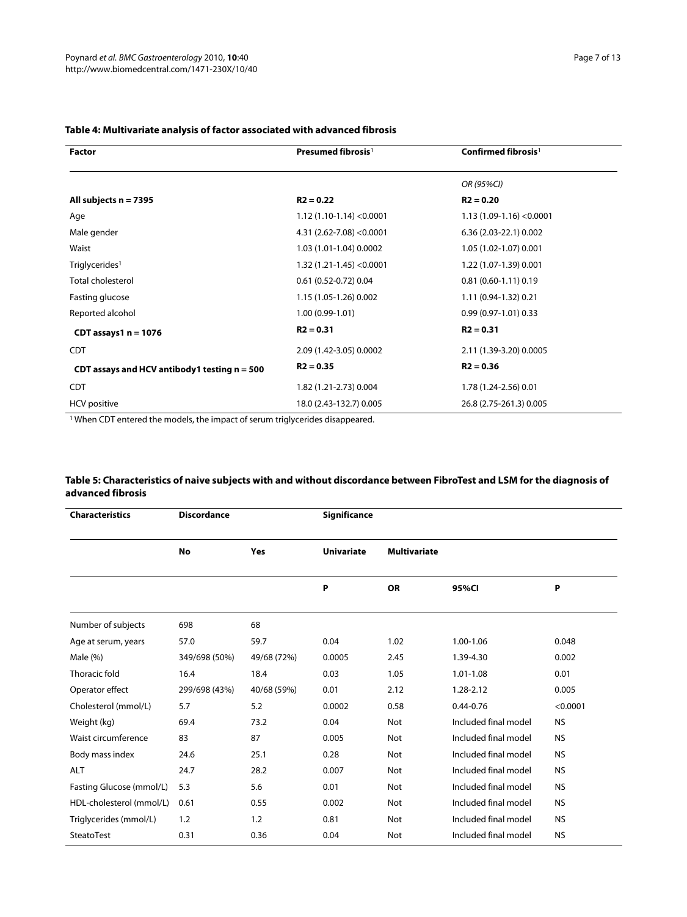**Table 4: Multivariate analysis of factor associated with advanced fibrosis**

| Factor | Presumed fibrosis[1] | Confirmed fibrosis[1] |
| --- | --- | --- |
| | | *OR (95%CI)* |
| **All subjects n = 7395** | **$R2 = 0.22$** | **$R2 = 0.20$** |
| Age | 1.12 (1.10-1.14) <0.0001 | 1.13 (1.09-1.16) <0.0001 |
| Male gender | 4.31 (2.62-7.08) <0.0001 | 6.36 (2.03-22.1) 0.002 |
| Waist | 1.03 (1.01-1.04) 0.0002 | 1.05 (1.02-1.07) 0.001 |
| Triglycerides[1] | 1.32 (1.21-1.45) <0.0001 | 1.22 (1.07-1.39) 0.001 |
| Total cholesterol | 0.61 (0.52-0.72) 0.04 | 0.81 (0.60-1.11) 0.19 |
| Fasting glucose | 1.15 (1.05-1.26) 0.002 | 1.11 (0.94-1.32) 0.21 |
| Reported alcohol | 1.00 (0.99-1.01) | 0.99 (0.97-1.01) 0.33 |
| **CDT assays1 n = 1076** | **$R2 = 0.31$** | **$R2 = 0.31$** |
| CDT | 2.09 (1.42-3.05) 0.0002 | 2.11 (1.39-3.20) 0.0005 |
| **CDT assays and HCV antibody1 testing n = 500** | **$R2 = 0.35$** | **$R2 = 0.36$** |
| CDT | 1.82 (1.21-2.73) 0.004 | 1.78 (1.24-2.56) 0.01 |
| HCV positive | 18.0 (2.43-132.7) 0.005 | 26.8 (2.75-261.3) 0.005 |

[1] When CDT entered the models, the impact of serum triglycerides disappeared.

**Table 5: Characteristics of naive subjects with and without discordance between FibroTest and LSM for the diagnosis of advanced fibrosis**

| Characteristics | Discordance | | Significance | | | |
| --- | --- | --- | --- | --- | --- | --- |
| | No | Yes | Univariate | Multivariate | | |
| | | | P | OR | 95%CI | P |
| Number of subjects | 698 | 68 | | | | |
| Age at serum, years | 57.0 | 59.7 | 0.04 | 1.02 | 1.00-1.06 | 0.048 |
| Male (%) | 349/698 (50%) | 49/68 (72%) | 0.0005 | 2.45 | 1.39-4.30 | 0.002 |
| Thoracic fold | 16.4 | 18.4 | 0.03 | 1.05 | 1.01-1.08 | 0.01 |
| Operator effect | 299/698 (43%) | 40/68 (59%) | 0.01 | 2.12 | 1.28-2.12 | 0.005 |
| Cholesterol (mmol/L) | 5.7 | 5.2 | 0.0002 | 0.58 | 0.44-0.76 | <0.0001 |
| Weight (kg) | 69.4 | 73.2 | 0.04 | Not | Included final model | NS |
| Waist circumference | 83 | 87 | 0.005 | Not | Included final model | NS |
| Body mass index | 24.6 | 25.1 | 0.28 | Not | Included final model | NS |
| ALT | 24.7 | 28.2 | 0.007 | Not | Included final model | NS |
| Fasting Glucose (mmol/L) | 5.3 | 5.6 | 0.01 | Not | Included final model | NS |
| HDL-cholesterol (mmol/L) | 0.61 | 0.55 | 0.002 | Not | Included final model | NS |
| Triglycerides (mmol/L) | 1.2 | 1.2 | 0.81 | Not | Included final model | NS |
| SteatoTest | 0.31 | 0.36 | 0.04 | Not | Included final model | NS |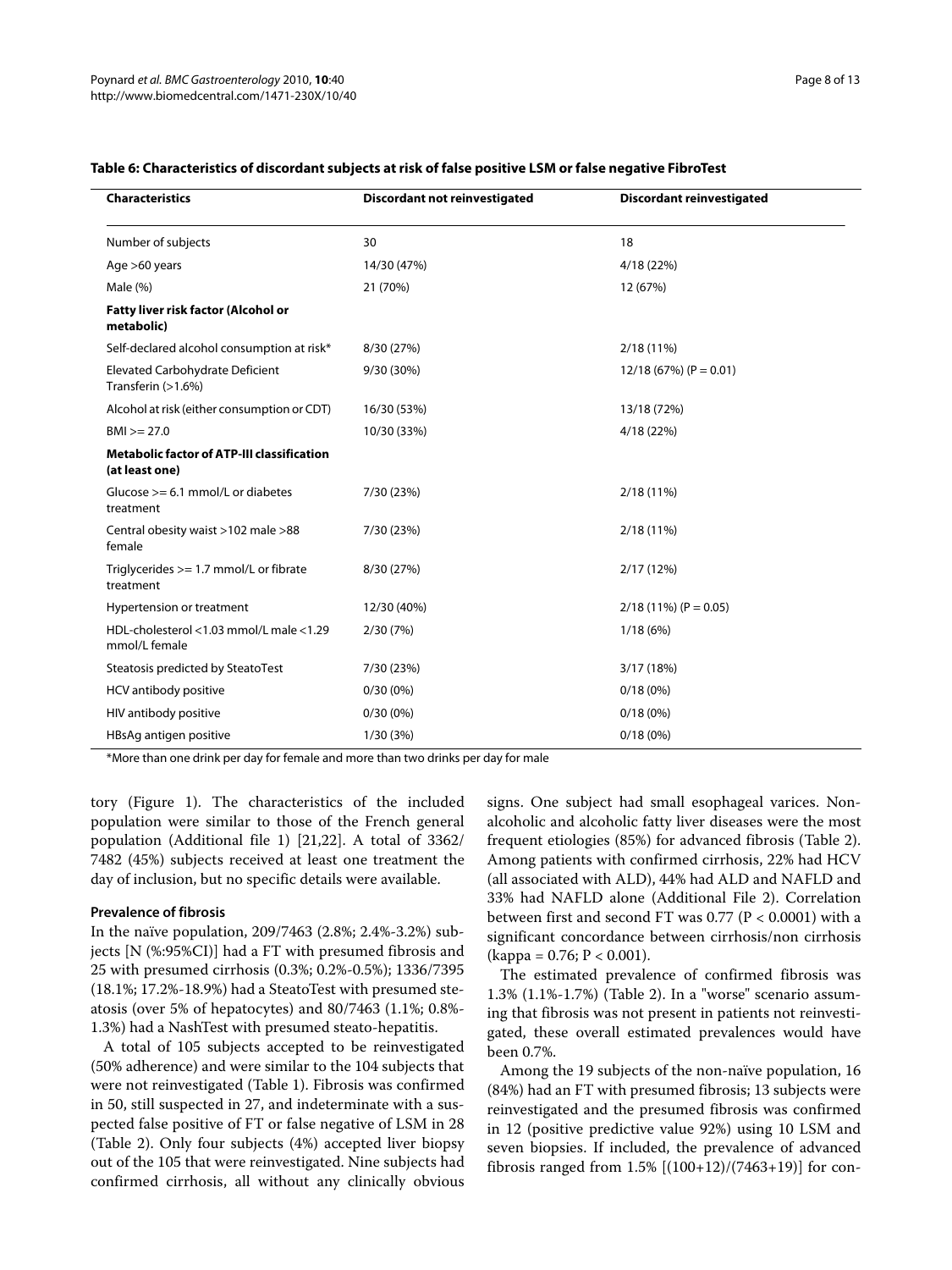**Table 6: Characteristics of discordant subjects at risk of false positive LSM or false negative FibroTest**

| Characteristics | Discordant not reinvestigated | Discordant reinvestigated |
| --- | --- | --- |
| Number of subjects | 30 | 18 |
| Age >60 years | 14/30 (47%) | 4/18 (22%) |
| Male (%) | 21 (70%) | 12 (67%) |
| **Fatty liver risk factor (Alcohol or metabolic)** | | |
| Self-declared alcohol consumption at risk* | 8/30 (27%) | 2/18 (11%) |
| Elevated Carbohydrate Deficient Transferin (>1.6%) | 9/30 (30%) | 12/18 (67%) (P = 0.01) |
| Alcohol at risk (either consumption or CDT) | 16/30 (53%) | 13/18 (72%) |
| BMI >= 27.0 | 10/30 (33%) | 4/18 (22%) |
| **Metabolic factor of ATP-III classification (at least one)** | | |
| Glucose >= 6.1 mmol/L or diabetes treatment | 7/30 (23%) | 2/18 (11%) |
| Central obesity waist >102 male >88 female | 7/30 (23%) | 2/18 (11%) |
| Triglycerides >= 1.7 mmol/L or fibrate treatment | 8/30 (27%) | 2/17 (12%) |
| Hypertension or treatment | 12/30 (40%) | 2/18 (11%) (P = 0.05) |
| HDL-cholesterol <1.03 mmol/L male <1.29 mmol/L female | 2/30 (7%) | 1/18 (6%) |
| Steatosis predicted by SteatoTest | 7/30 (23%) | 3/17 (18%) |
| HCV antibody positive | 0/30 (0%) | 0/18 (0%) |
| HIV antibody positive | 0/30 (0%) | 0/18 (0%) |
| HBsAg antigen positive | 1/30 (3%) | 0/18 (0%) |

*More than one drink per day for female and more than two drinks per day for male

tory (Figure 1). The characteristics of the included population were similar to those of the French general population (Additional file 1) [21,22]. A total of 3362/7482 (45%) subjects received at least one treatment the day of inclusion, but no specific details were available.

### Prevalence of fibrosis

In the naïve population, 209/7463 (2.8%; 2.4%-3.2%) subjects [N (%:95%CI)] had a FT with presumed fibrosis and 25 with presumed cirrhosis (0.3%; 0.2%-0.5%); 1336/7395 (18.1%; 17.2%-18.9%) had a SteatoTest with presumed steatosis (over 5% of hepatocytes) and 80/7463 (1.1%; 0.8%-1.3%) had a NashTest with presumed steato-hepatitis.

A total of 105 subjects accepted to be reinvestigated (50% adherence) and were similar to the 104 subjects that were not reinvestigated (Table 1). Fibrosis was confirmed in 50, still suspected in 27, and indeterminate with a suspected false positive of FT or false negative of LSM in 28 (Table 2). Only four subjects (4%) accepted liver biopsy out of the 105 that were reinvestigated. Nine subjects had confirmed cirrhosis, all without any clinically obvious signs. One subject had small esophageal varices. Non-alcoholic and alcoholic fatty liver diseases were the most frequent etiologies (85%) for advanced fibrosis (Table 2). Among patients with confirmed cirrhosis, 22% had HCV (all associated with ALD), 44% had ALD and NAFLD and 33% had NAFLD alone (Additional File 2). Correlation between first and second FT was 0.77 ($P < 0.0001$) with a significant concordance between cirrhosis/non cirrhosis (kappa = 0.76; $P < 0.001$).

The estimated prevalence of confirmed fibrosis was 1.3% (1.1%-1.7%) (Table 2). In a "worse" scenario assuming that fibrosis was not present in patients not reinvestigated, these overall estimated prevalences would have been 0.7%.

Among the 19 subjects of the non-naïve population, 16 (84%) had an FT with presumed fibrosis; 13 subjects were reinvestigated and the presumed fibrosis was confirmed in 12 (positive predictive value 92%) using 10 LSM and seven biopsies. If included, the prevalence of advanced fibrosis ranged from 1.5% [(100+12)/(7463+19)] for con-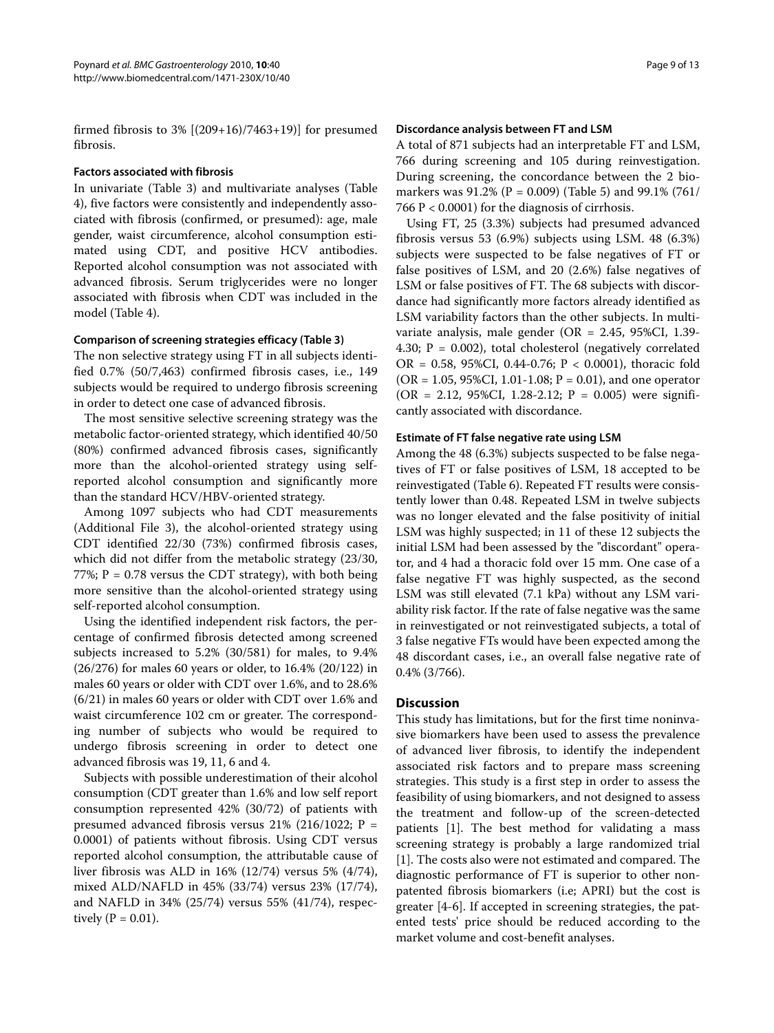firmed fibrosis to 3% [(209+16)/7463+19)] for presumed fibrosis.

### Factors associated with fibrosis

In univariate (Table 3) and multivariate analyses (Table 4), five factors were consistently and independently associated with fibrosis (confirmed, or presumed): age, male gender, waist circumference, alcohol consumption estimated using CDT, and positive HCV antibodies. Reported alcohol consumption was not associated with advanced fibrosis. Serum triglycerides were no longer associated with fibrosis when CDT was included in the model (Table 4).

### Comparison of screening strategies efficacy (Table 3)

The non selective strategy using FT in all subjects identified 0.7% (50/7,463) confirmed fibrosis cases, i.e., 149 subjects would be required to undergo fibrosis screening in order to detect one case of advanced fibrosis.

The most sensitive selective screening strategy was the metabolic factor-oriented strategy, which identified 40/50 (80%) confirmed advanced fibrosis cases, significantly more than the alcohol-oriented strategy using self-reported alcohol consumption and significantly more than the standard HCV/HBV-oriented strategy.

Among 1097 subjects who had CDT measurements (Additional File 3), the alcohol-oriented strategy using CDT identified 22/30 (73%) confirmed fibrosis cases, which did not differ from the metabolic strategy (23/30, 77%; P = 0.78 versus the CDT strategy), with both being more sensitive than the alcohol-oriented strategy using self-reported alcohol consumption.

Using the identified independent risk factors, the percentage of confirmed fibrosis detected among screened subjects increased to 5.2% (30/581) for males, to 9.4% (26/276) for males 60 years or older, to 16.4% (20/122) in males 60 years or older with CDT over 1.6%, and to 28.6% (6/21) in males 60 years or older with CDT over 1.6% and waist circumference 102 cm or greater. The corresponding number of subjects who would be required to undergo fibrosis screening in order to detect one advanced fibrosis was 19, 11, 6 and 4.

Subjects with possible underestimation of their alcohol consumption (CDT greater than 1.6% and low self report consumption represented 42% (30/72) of patients with presumed advanced fibrosis versus 21% (216/1022; P = 0.0001) of patients without fibrosis. Using CDT versus reported alcohol consumption, the attributable cause of liver fibrosis was ALD in 16% (12/74) versus 5% (4/74), mixed ALD/NAFLD in 45% (33/74) versus 23% (17/74), and NAFLD in 34% (25/74) versus 55% (41/74), respectively (P = 0.01).

### Discordance analysis between FT and LSM

A total of 871 subjects had an interpretable FT and LSM, 766 during screening and 105 during reinvestigation. During screening, the concordance between the 2 biomarkers was 91.2% (P = 0.009) (Table 5) and 99.1% (761/766 P < 0.0001) for the diagnosis of cirrhosis.

Using FT, 25 (3.3%) subjects had presumed advanced fibrosis versus 53 (6.9%) subjects using LSM. 48 (6.3%) subjects were suspected to be false negatives of FT or false positives of LSM, and 20 (2.6%) false negatives of LSM or false positives of FT. The 68 subjects with discordance had significantly more factors already identified as LSM variability factors than the other subjects. In multivariate analysis, male gender (OR = 2.45, 95%CI, 1.39-4.30; P = 0.002), total cholesterol (negatively correlated OR = 0.58, 95%CI, 0.44-0.76; P < 0.0001), thoracic fold (OR = 1.05, 95%CI, 1.01-1.08; P = 0.01), and one operator (OR = 2.12, 95%CI, 1.28-2.12; P = 0.005) were significantly associated with discordance.

### Estimate of FT false negative rate using LSM

Among the 48 (6.3%) subjects suspected to be false negatives of FT or false positives of LSM, 18 accepted to be reinvestigated (Table 6). Repeated FT results were consistently lower than 0.48. Repeated LSM in twelve subjects was no longer elevated and the false positivity of initial LSM was highly suspected; in 11 of these 12 subjects the initial LSM had been assessed by the "discordant" operator, and 4 had a thoracic fold over 15 mm. One case of a false negative FT was highly suspected, as the second LSM was still elevated (7.1 kPa) without any LSM variability risk factor. If the rate of false negative was the same in reinvestigated or not reinvestigated subjects, a total of 3 false negative FTs would have been expected among the 48 discordant cases, i.e., an overall false negative rate of 0.4% (3/766).

## Discussion

This study has limitations, but for the first time noninvasive biomarkers have been used to assess the prevalence of advanced liver fibrosis, to identify the independent associated risk factors and to prepare mass screening strategies. This study is a first step in order to assess the feasibility of using biomarkers, and not designed to assess the treatment and follow-up of the screen-detected patients [1]. The best method for validating a mass screening strategy is probably a large randomized trial [1]. The costs also were not estimated and compared. The diagnostic performance of FT is superior to other non-patented fibrosis biomarkers (i.e; APRI) but the cost is greater [4-6]. If accepted in screening strategies, the patented tests' price should be reduced according to the market volume and cost-benefit analyses.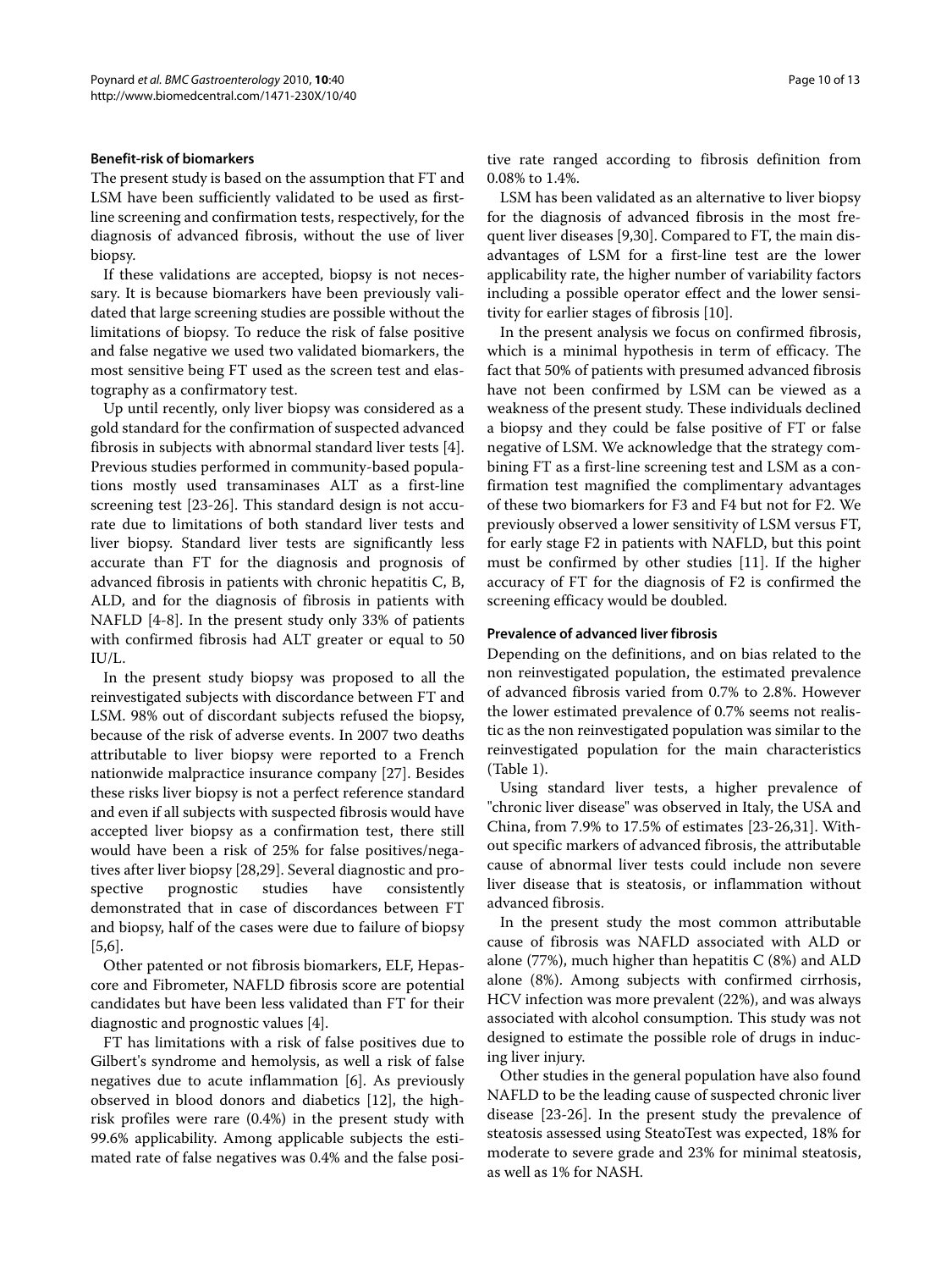### Benefit-risk of biomarkers

The present study is based on the assumption that FT and LSM have been sufficiently validated to be used as first-line screening and confirmation tests, respectively, for the diagnosis of advanced fibrosis, without the use of liver biopsy.

If these validations are accepted, biopsy is not necessary. It is because biomarkers have been previously validated that large screening studies are possible without the limitations of biopsy. To reduce the risk of false positive and false negative we used two validated biomarkers, the most sensitive being FT used as the screen test and elastography as a confirmatory test.

Up until recently, only liver biopsy was considered as a gold standard for the confirmation of suspected advanced fibrosis in subjects with abnormal standard liver tests [4]. Previous studies performed in community-based populations mostly used transaminases ALT as a first-line screening test [23-26]. This standard design is not accurate due to limitations of both standard liver tests and liver biopsy. Standard liver tests are significantly less accurate than FT for the diagnosis and prognosis of advanced fibrosis in patients with chronic hepatitis C, B, ALD, and for the diagnosis of fibrosis in patients with NAFLD [4-8]. In the present study only 33% of patients with confirmed fibrosis had ALT greater or equal to 50 IU/L.

In the present study biopsy was proposed to all the reinvestigated subjects with discordance between FT and LSM. 98% out of discordant subjects refused the biopsy, because of the risk of adverse events. In 2007 two deaths attributable to liver biopsy were reported to a French nationwide malpractice insurance company [27]. Besides these risks liver biopsy is not a perfect reference standard and even if all subjects with suspected fibrosis would have accepted liver biopsy as a confirmation test, there still would have been a risk of 25% for false positives/negatives after liver biopsy [28,29]. Several diagnostic and prospective prognostic studies have consistently demonstrated that in case of discordances between FT and biopsy, half of the cases were due to failure of biopsy [5,6].

Other patented or not fibrosis biomarkers, ELF, Hepascore and Fibrometer, NAFLD fibrosis score are potential candidates but have been less validated than FT for their diagnostic and prognostic values [4].

FT has limitations with a risk of false positives due to Gilbert's syndrome and hemolysis, as well a risk of false negatives due to acute inflammation [6]. As previously observed in blood donors and diabetics [12], the high-risk profiles were rare (0.4%) in the present study with 99.6% applicability. Among applicable subjects the estimated rate of false negatives was 0.4% and the false positive rate ranged according to fibrosis definition from 0.08% to 1.4%.

LSM has been validated as an alternative to liver biopsy for the diagnosis of advanced fibrosis in the most frequent liver diseases [9,30]. Compared to FT, the main disadvantages of LSM for a first-line test are the lower applicability rate, the higher number of variability factors including a possible operator effect and the lower sensitivity for earlier stages of fibrosis [10].

In the present analysis we focus on confirmed fibrosis, which is a minimal hypothesis in term of efficacy. The fact that 50% of patients with presumed advanced fibrosis have not been confirmed by LSM can be viewed as a weakness of the present study. These individuals declined a biopsy and they could be false positive of FT or false negative of LSM. We acknowledge that the strategy combining FT as a first-line screening test and LSM as a confirmation test magnified the complimentary advantages of these two biomarkers for F3 and F4 but not for F2. We previously observed a lower sensitivity of LSM versus FT, for early stage F2 in patients with NAFLD, but this point must be confirmed by other studies [11]. If the higher accuracy of FT for the diagnosis of F2 is confirmed the screening efficacy would be doubled.

### Prevalence of advanced liver fibrosis

Depending on the definitions, and on bias related to the non reinvestigated population, the estimated prevalence of advanced fibrosis varied from 0.7% to 2.8%. However the lower estimated prevalence of 0.7% seems not realistic as the non reinvestigated population was similar to the reinvestigated population for the main characteristics (Table 1).

Using standard liver tests, a higher prevalence of "chronic liver disease" was observed in Italy, the USA and China, from 7.9% to 17.5% of estimates [23-26,31]. Without specific markers of advanced fibrosis, the attributable cause of abnormal liver tests could include non severe liver disease that is steatosis, or inflammation without advanced fibrosis.

In the present study the most common attributable cause of fibrosis was NAFLD associated with ALD or alone (77%), much higher than hepatitis C (8%) and ALD alone (8%). Among subjects with confirmed cirrhosis, HCV infection was more prevalent (22%), and was always associated with alcohol consumption. This study was not designed to estimate the possible role of drugs in inducing liver injury.

Other studies in the general population have also found NAFLD to be the leading cause of suspected chronic liver disease [23-26]. In the present study the prevalence of steatosis assessed using SteatoTest was expected, 18% for moderate to severe grade and 23% for minimal steatosis, as well as 1% for NASH.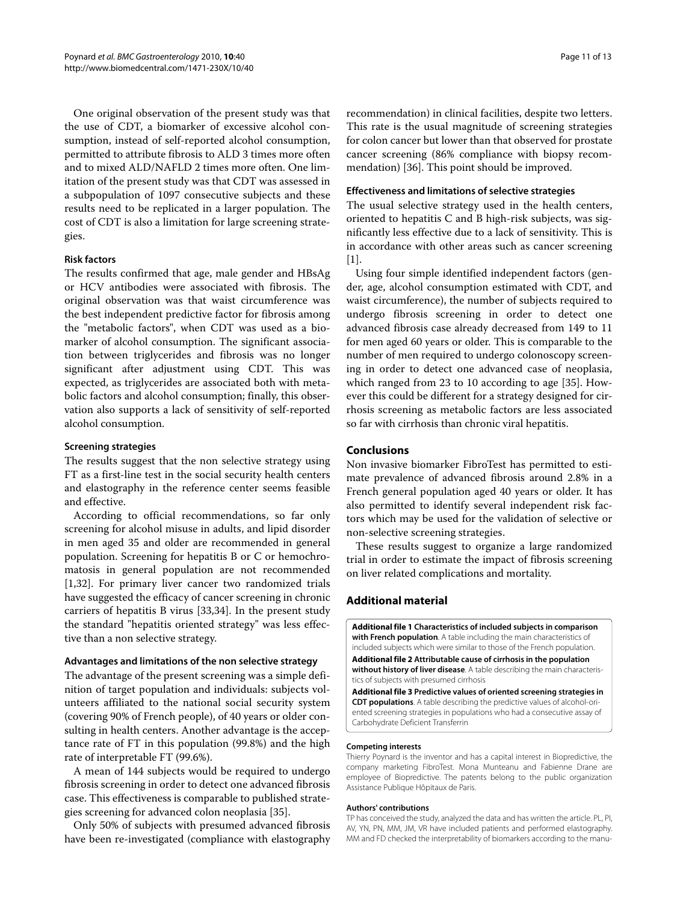One original observation of the present study was that the use of CDT, a biomarker of excessive alcohol consumption, instead of self-reported alcohol consumption, permitted to attribute fibrosis to ALD 3 times more often and to mixed ALD/NAFLD 2 times more often. One limitation of the present study was that CDT was assessed in a subpopulation of 1097 consecutive subjects and these results need to be replicated in a larger population. The cost of CDT is also a limitation for large screening strategies.

### Risk factors

The results confirmed that age, male gender and HBsAg or HCV antibodies were associated with fibrosis. The original observation was that waist circumference was the best independent predictive factor for fibrosis among the "metabolic factors", when CDT was used as a biomarker of alcohol consumption. The significant association between triglycerides and fibrosis was no longer significant after adjustment using CDT. This was expected, as triglycerides are associated both with metabolic factors and alcohol consumption; finally, this observation also supports a lack of sensitivity of self-reported alcohol consumption.

### Screening strategies

The results suggest that the non selective strategy using FT as a first-line test in the social security health centers and elastography in the reference center seems feasible and effective.

According to official recommendations, so far only screening for alcohol misuse in adults, and lipid disorder in men aged 35 and older are recommended in general population. Screening for hepatitis B or C or hemochromatosis in general population are not recommended [1,32]. For primary liver cancer two randomized trials have suggested the efficacy of cancer screening in chronic carriers of hepatitis B virus [33,34]. In the present study the standard "hepatitis oriented strategy" was less effective than a non selective strategy.

### Advantages and limitations of the non selective strategy

The advantage of the present screening was a simple definition of target population and individuals: subjects volunteers affiliated to the national social security system (covering 90% of French people), of 40 years or older consulting in health centers. Another advantage is the acceptance rate of FT in this population (99.8%) and the high rate of interpretable FT (99.6%).

A mean of 144 subjects would be required to undergo fibrosis screening in order to detect one advanced fibrosis case. This effectiveness is comparable to published strategies screening for advanced colon neoplasia [35].

Only 50% of subjects with presumed advanced fibrosis have been re-investigated (compliance with elastography recommendation) in clinical facilities, despite two letters. This rate is the usual magnitude of screening strategies for colon cancer but lower than that observed for prostate cancer screening (86% compliance with biopsy recommendation) [36]. This point should be improved.

### Effectiveness and limitations of selective strategies

The usual selective strategy used in the health centers, oriented to hepatitis C and B high-risk subjects, was significantly less effective due to a lack of sensitivity. This is in accordance with other areas such as cancer screening [1].

Using four simple identified independent factors (gender, age, alcohol consumption estimated with CDT, and waist circumference), the number of subjects required to undergo fibrosis screening in order to detect one advanced fibrosis case already decreased from 149 to 11 for men aged 60 years or older. This is comparable to the number of men required to undergo colonoscopy screening in order to detect one advanced case of neoplasia, which ranged from 23 to 10 according to age [35]. However this could be different for a strategy designed for cirrhosis screening as metabolic factors are less associated so far with cirrhosis than chronic viral hepatitis.

## Conclusions

Non invasive biomarker FibroTest has permitted to estimate prevalence of advanced fibrosis around 2.8% in a French general population aged 40 years or older. It has also permitted to identify several independent risk factors which may be used for the validation of selective or non-selective screening strategies.

These results suggest to organize a large randomized trial in order to estimate the impact of fibrosis screening on liver related complications and mortality.

## Additional material

**Additional file 1 Characteristics of included subjects in comparison with French population**. A table including the main characteristics of included subjects which were similar to those of the French population.

**Additional file 2 Attributable cause of cirrhosis in the population without history of liver disease**. A table describing the main characteristics of subjects with presumed cirrhosis

**Additional file 3 Predictive values of oriented screening strategies in CDT populations**. A table describing the predictive values of alcohol-oriented screening strategies in populations who had a consecutive assay of Carbohydrate Deficient Transferrin

#### Competing interests

Thierry Poynard is the inventor and has a capital interest in Biopredictive, the company marketing FibroTest. Mona Munteanu and Fabienne Drane are employee of Biopredictive. The patents belong to the public organization Assistance Publique Hôpitaux de Paris.

#### Authors' contributions

TP has conceived the study, analyzed the data and has written the article. PL, PI, AV, YN, PN, MM, JM, VR have included patients and performed elastography. MM and FD checked the interpretability of biomarkers according to the manu-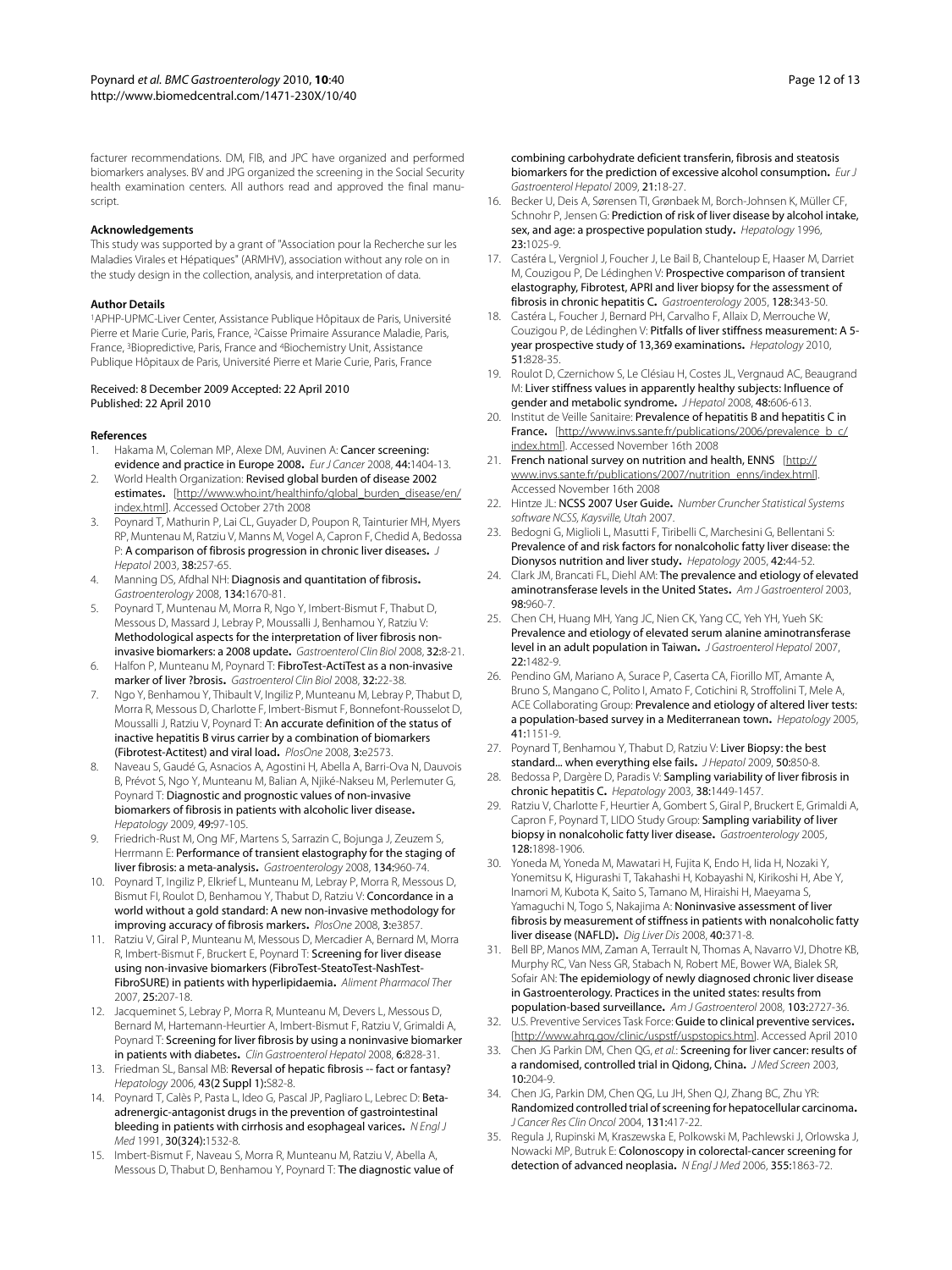facturer recommendations. DM, FIB, and JPC have organized and performed biomarkers analyses. BV and JPG organized the screening in the Social Security health examination centers. All authors read and approved the final manuscript.

#### Acknowledgements

This study was supported by a grant of "Association pour la Recherche sur les Maladies Virales et Hépatiques" (ARMHV), association without any role on in the study design in the collection, analysis, and interpretation of data.

#### Author Details

[1]APHP-UPMC-Liver Center, Assistance Publique Hôpitaux de Paris, Université Pierre et Marie Curie, Paris, France, [2]Caisse Primaire Assurance Maladie, Paris, France, [3]Biopredictive, Paris, France and [4]Biochemistry Unit, Assistance Publique Hôpitaux de Paris, Université Pierre et Marie Curie, Paris, France

Received: 8 December 2009 Accepted: 22 April 2010
Published: 22 April 2010

#### References

1. Hakama M, Coleman MP, Alexe DM, Auvinen A: **Cancer screening: evidence and practice in Europe 2008.** *Eur J Cancer* 2008, **44:**1404-13.
2. World Health Organization: **Revised global burden of disease 2002 estimates.** [http://www.who.int/healthinfo/global_burden_disease/en/index.html]. Accessed October 27th 2008
3. Poynard T, Mathurin P, Lai CL, Guyader D, Poupon R, Tainturier MH, Myers RP, Muntenau M, Ratziu V, Manns M, Vogel A, Capron F, Chedid A, Bedossa P: **A comparison of fibrosis progression in chronic liver diseases.** *J Hepatol* 2003, **38:**257-65.
4. Manning DS, Afdhal NH: **Diagnosis and quantitation of fibrosis.** *Gastroenterology* 2008, **134:**1670-81.
5. Poynard T, Muntenau M, Morra R, Ngo Y, Imbert-Bismut F, Thabut D, Messous D, Massard J, Lebray P, Moussalli J, Benhamou Y, Ratziu V: **Methodological aspects for the interpretation of liver fibrosis non-invasive biomarkers: a 2008 update.** *Gastroenterol Clin Biol* 2008, **32:**8-21.
6. Halfon P, Munteanu M, Poynard T: **FibroTest-ActiTest as a non-invasive marker of liver ?brosis.** *Gastroenterol Clin Biol* 2008, **32:**22-38.
7. Ngo Y, Benhamou Y, Thibault V, Ingiliz P, Munteanu M, Lebray P, Thabut D, Morra R, Messous D, Charlotte F, Imbert-Bismut F, Bonnefont-Rousselot D, Moussalli J, Ratziu V, Poynard T: **An accurate definition of the status of inactive hepatitis B virus carrier by a combination of biomarkers (Fibrotest-Actitest) and viral load.** *PlosOne* 2008, **3:**e2573.
8. Naveau S, Gaudé G, Asnacios A, Agostini H, Abella A, Barri-Ova N, Dauvois B, Prévot S, Ngo Y, Munteanu M, Balian A, Njiké-Nakseu M, Perlemuter G, Poynard T: **Diagnostic and prognostic values of non-invasive biomarkers of fibrosis in patients with alcoholic liver disease.** *Hepatology* 2009, **49:**97-105.
9. Friedrich-Rust M, Ong MF, Martens S, Sarrazin C, Bojunga J, Zeuzem S, Herrmann E: **Performance of transient elastography for the staging of liver fibrosis: a meta-analysis.** *Gastroenterology* 2008, **134:**960-74.
10. Poynard T, Ingiliz P, Elkrief L, Munteanu M, Lebray P, Morra R, Messous D, Bismut FI, Roulot D, Benhamou Y, Thabut D, Ratziu V: **Concordance in a world without a gold standard: A new non-invasive methodology for improving accuracy of fibrosis markers.** *PlosOne* 2008, **3:**e3857.
11. Ratziu V, Giral P, Munteanu M, Messous D, Mercadier A, Bernard M, Morra R, Imbert-Bismut F, Bruckert E, Poynard T: **Screening for liver disease using non-invasive biomarkers (FibroTest-SteatoTest-NashTest-FibroSURE) in patients with hyperlipidaemia.** *Aliment Pharmacol Ther* 2007, **25:**207-18.
12. Jacqueminet S, Lebray P, Morra R, Munteanu M, Devers L, Messous D, Bernard M, Hartemann-Heurtier A, Imbert-Bismut F, Ratziu V, Grimaldi A, Poynard T: **Screening for liver fibrosis by using a noninvasive biomarker in patients with diabetes.** *Clin Gastroenterol Hepatol* 2008, **6:**828-31.
13. Friedman SL, Bansal MB: **Reversal of hepatic fibrosis -- fact or fantasy?** *Hepatology* 2006, **43(2 Suppl 1):**S82-8.
14. Poynard T, Calès P, Pasta L, Ideo G, Pascal JP, Pagliaro L, Lebrec D: **Beta-adrenergic-antagonist drugs in the prevention of gastrointestinal bleeding in patients with cirrhosis and esophageal varices.** *N Engl J Med* 1991, **30(324):**1532-8.
15. Imbert-Bismut F, Naveau S, Morra R, Munteanu M, Ratziu V, Abella A, Messous D, Thabut D, Benhamou Y, Poynard T: **The diagnostic value of combining carbohydrate deficient transferin, fibrosis and steatosis biomarkers for the prediction of excessive alcohol consumption.** *Eur J Gastroenterol Hepatol* 2009, **21:**18-27.
16. Becker U, Deis A, Sørensen TI, Grønbaek M, Borch-Johnsen K, Müller CF, Schnohr P, Jensen G: **Prediction of risk of liver disease by alcohol intake, sex, and age: a prospective population study.** *Hepatology* 1996, **23:**1025-9.
17. Castéra L, Vergniol J, Foucher J, Le Bail B, Chanteloup E, Haaser M, Darriet M, Couzigou P, De Lédinghen V: **Prospective comparison of transient elastography, Fibrotest, APRI and liver biopsy for the assessment of fibrosis in chronic hepatitis C.** *Gastroenterology* 2005, **128:**343-50.
18. Castéra L, Foucher J, Bernard PH, Carvalho F, Allaix D, Merrouche W, Couzigou P, de Lédinghen V: **Pitfalls of liver stiffness measurement: A 5-year prospective study of 13,369 examinations.** *Hepatology* 2010, **51:**828-35.
19. Roulot D, Czernichow S, Le Clésiau H, Costes JL, Vergnaud AC, Beaugrand M: **Liver stiffness values in apparently healthy subjects: Influence of gender and metabolic syndrome.** *J Hepatol* 2008, **48:**606-613.
20. Institut de Veille Sanitaire: **Prevalence of hepatitis B and hepatitis C in France.** [http://www.invs.sante.fr/publications/2006/prevalence_b_c/index.html]. Accessed November 16th 2008
21. **French national survey on nutrition and health, ENNS** [http://www.invs.sante.fr/publications/2007/nutrition_enns/index.html]. Accessed November 16th 2008
22. Hintze JL: **NCSS 2007 User Guide.** *Number Cruncher Statistical Systems software NCSS, Kaysville, Utah* 2007.
23. Bedogni G, Miglioli L, Masutti F, Tiribelli C, Marchesini G, Bellentani S: **Prevalence of and risk factors for nonalcoholic fatty liver disease: the Dionysos nutrition and liver study.** *Hepatology* 2005, **42:**44-52.
24. Clark JM, Brancati FL, Diehl AM: **The prevalence and etiology of elevated aminotransferase levels in the United States.** *Am J Gastroenterol* 2003, **98:**960-7.
25. Chen CH, Huang MH, Yang JC, Nien CK, Yang CC, Yeh YH, Yueh SK: **Prevalence and etiology of elevated serum alanine aminotransferase level in an adult population in Taiwan.** *J Gastroenterol Hepatol* 2007, **22:**1482-9.
26. Pendino GM, Mariano A, Surace P, Caserta CA, Fiorillo MT, Amante A, Bruno S, Mangano C, Polito I, Amato F, Cotichini R, Stroffolini T, Mele A, ACE Collaborating Group: **Prevalence and etiology of altered liver tests: a population-based survey in a Mediterranean town.** *Hepatology* 2005, **41:**1151-9.
27. Poynard T, Benhamou Y, Thabut D, Ratziu V: **Liver Biopsy: the best standard... when everything else fails.** *J Hepatol* 2009, **50:**850-8.
28. Bedossa P, Dargère D, Paradis V: **Sampling variability of liver fibrosis in chronic hepatitis C.** *Hepatology* 2003, **38:**1449-1457.
29. Ratziu V, Charlotte F, Heurtier A, Gombert S, Giral P, Bruckert E, Grimaldi A, Capron F, Poynard T, LIDO Study Group: **Sampling variability of liver biopsy in nonalcoholic fatty liver disease.** *Gastroenterology* 2005, **128:**1898-1906.
30. Yoneda M, Yoneda M, Mawatari H, Fujita K, Endo H, Iida H, Nozaki Y, Yonemitsu K, Higurashi T, Takahashi H, Kobayashi N, Kirikoshi H, Abe Y, Inamori M, Kubota K, Saito S, Tamano M, Hiraishi H, Maeyama S, Yamaguchi N, Togo S, Nakajima A: **Noninvasive assessment of liver fibrosis by measurement of stiffness in patients with nonalcoholic fatty liver disease (NAFLD).** *Dig Liver Dis* 2008, **40:**371-8.
31. Bell BP, Manos MM, Zaman A, Terrault N, Thomas A, Navarro VJ, Dhotre KB, Murphy RC, Van Ness GR, Stabach N, Robert ME, Bower WA, Bialek SR, Sofair AN: **The epidemiology of newly diagnosed chronic liver disease in Gastroenterology. Practices in the united states: results from population-based surveillance.** *Am J Gastroenterol* 2008, **103:**2727-36.
32. U.S. Preventive Services Task Force: **Guide to clinical preventive services.** [http://www.ahrq.gov/clinic/uspstf/uspstopics.htm]. Accessed April 2010
33. Chen JG Parkin DM, Chen QG, *et al.*: **Screening for liver cancer: results of a randomised, controlled trial in Qidong, China.** *J Med Screen* 2003, **10:**204-9.
34. Chen JG, Parkin DM, Chen QG, Lu JH, Shen QJ, Zhang BC, Zhu YR: **Randomized controlled trial of screening for hepatocellular carcinoma.** *J Cancer Res Clin Oncol* 2004, **131:**417-22.
35. Regula J, Rupinski M, Kraszewska E, Polkowski M, Pachlewski J, Orlowska J, Nowacki MP, Butruk E: **Colonoscopy in colorectal-cancer screening for detection of advanced neoplasia.** *N Engl J Med* 2006, **355:**1863-72.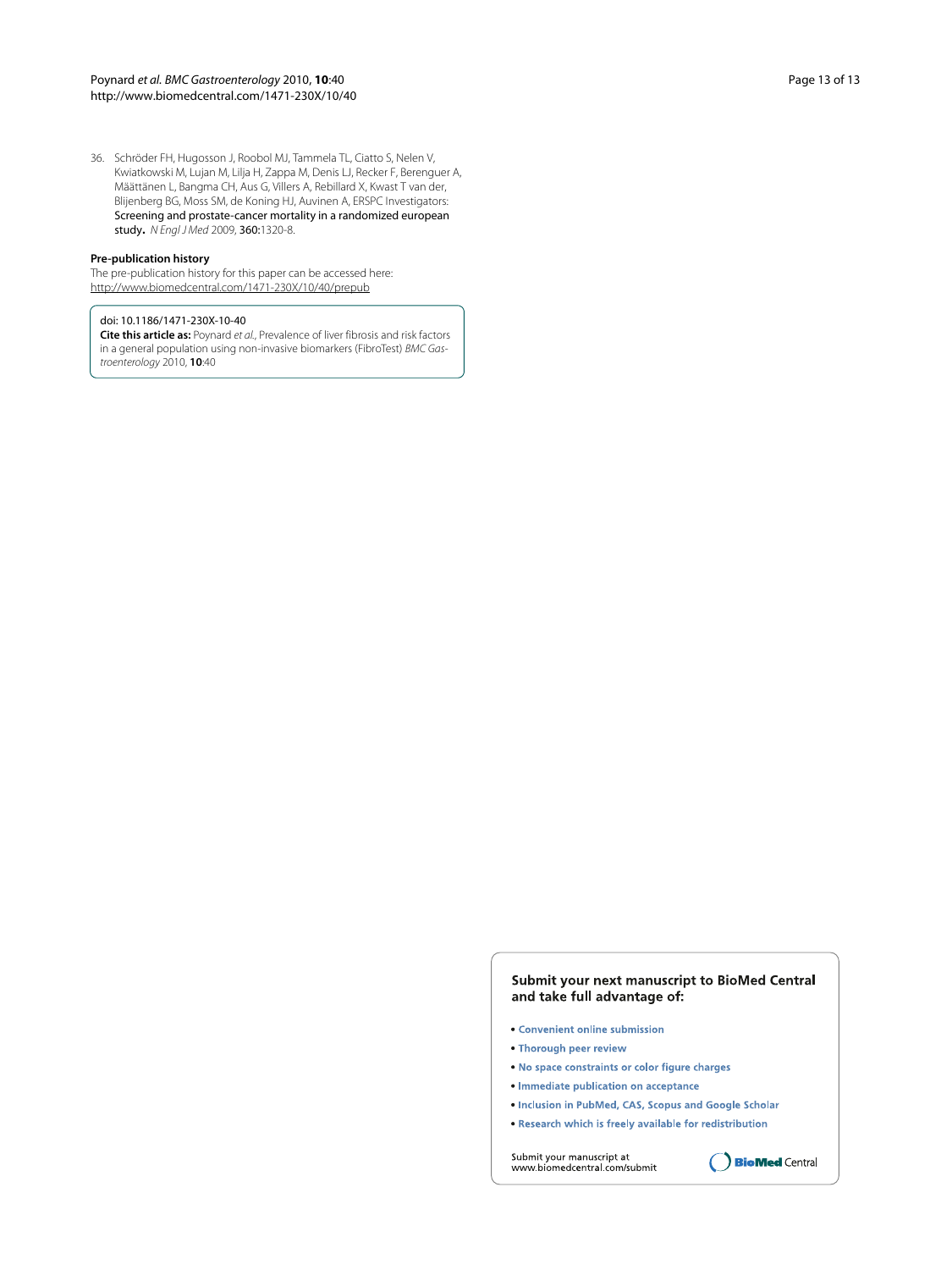36. Schröder FH, Hugosson J, Roobol MJ, Tammela TL, Ciatto S, Nelen V, Kwiatkowski M, Lujan M, Lilja H, Zappa M, Denis LJ, Recker F, Berenguer A, Määttänen L, Bangma CH, Aus G, Villers A, Rebillard X, Kwast T van der, Blijenberg BG, Moss SM, de Koning HJ, Auvinen A, ERSPC Investigators: **Screening and prostate-cancer mortality in a randomized european study.** *N Engl J Med* 2009, **360:**1320-8.

**Pre-publication history**
The pre-publication history for this paper can be accessed here:
http://www.biomedcentral.com/1471-230X/10/40/prepub

doi: 10.1186/1471-230X-10-40
**Cite this article as:** Poynard *et al.*, Prevalence of liver fibrosis and risk factors in a general population using non-invasive biomarkers (FibroTest) *BMC Gastroenterology* 2010, **10**:40

**Submit your next manuscript to BioMed Central and take full advantage of:**

- Convenient online submission
- Thorough peer review
- No space constraints or color figure charges
- Immediate publication on acceptance
- Inclusion in PubMed, CAS, Scopus and Google Scholar
- Research which is freely available for redistribution

Submit your manuscript at
www.biomedcentral.com/submit

BioMed Central